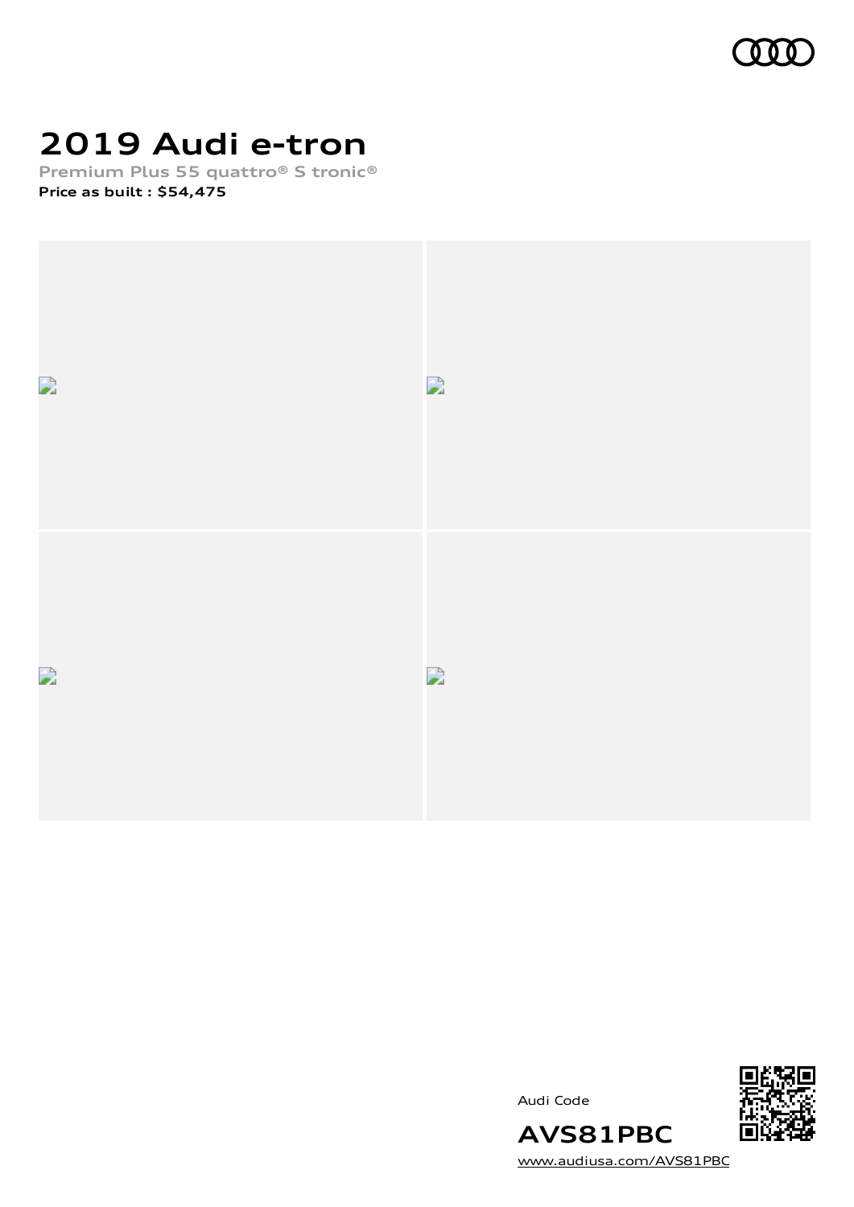# 2019 Audi e-tron

**Premium Plus 55 quattro® S tronic®**

**Price as built : $54,475**

Audi Code

**AVS81PBC**

[www.audiusa.com/AVS81PBC](www.audiusa.com/AVS81PBC)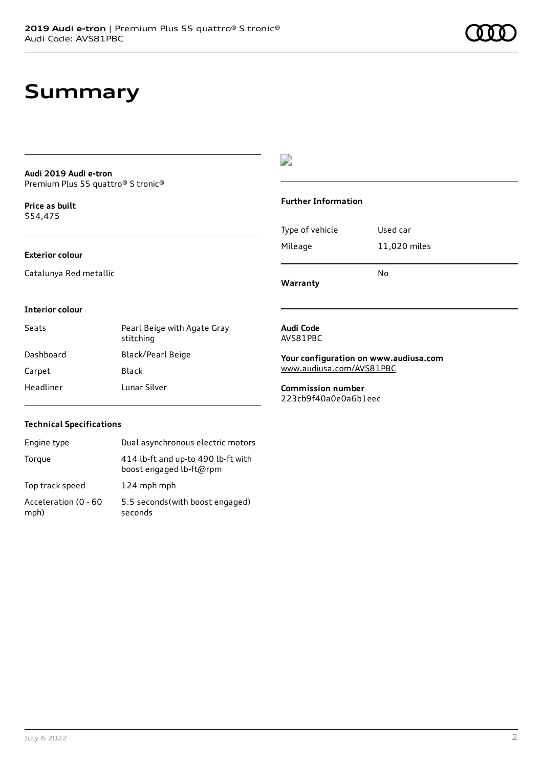# Summary

**Audi 2019 Audi e-tron**
Premium Plus 55 quattro® S tronic®

**Price as built**
$54,475

**Exterior colour**

Catalunya Red metallic

**Interior colour**

| | |
|---|---|
| Seats | Pearl Beige with Agate Gray stitching |
| Dashboard | Black/Pearl Beige |
| Carpet | Black |
| Headliner | Lunar Silver |

**Technical Specifications**

| | |
|---|---|
| Engine type | Dual asynchronous electric motors |
| Torque | 414 lb-ft and up-to 490 lb-ft with boost engaged lb-ft@rpm |
| Top track speed | 124 mph mph |
| Acceleration (0 - 60 mph) | 5.5 seconds(with boost engaged) seconds |

**Further Information**

| | |
|---|---|
| Type of vehicle | Used car |
| Mileage | 11,020 miles |
| **Warranty** | No |

**Audi Code**
AVS81PBC

**Your configuration on www.audiusa.com**
www.audiusa.com/AVS81PBC

**Commission number**
223cb9f40a0e0a6b1eec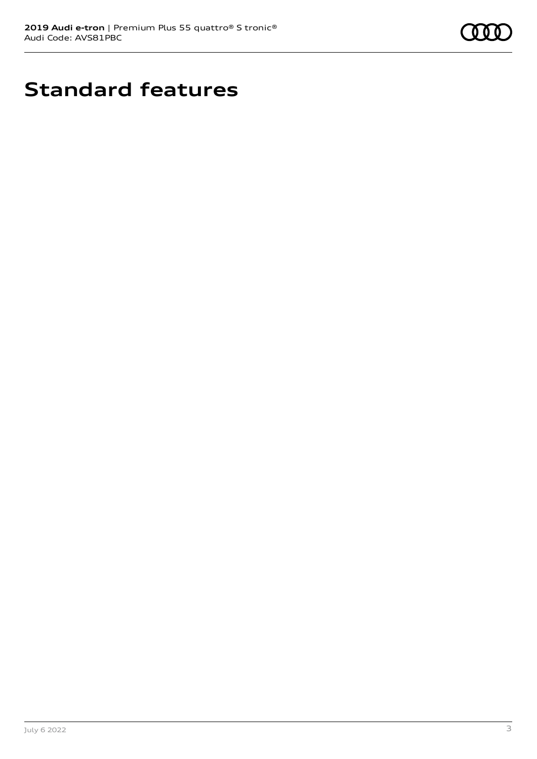# Standard features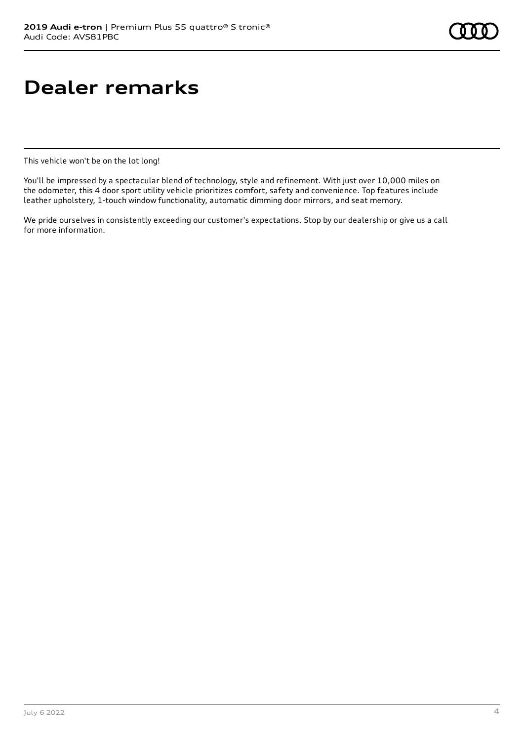# Dealer remarks

This vehicle won't be on the lot long!

You'll be impressed by a spectacular blend of technology, style and refinement. With just over 10,000 miles on the odometer, this 4 door sport utility vehicle prioritizes comfort, safety and convenience. Top features include leather upholstery, 1-touch window functionality, automatic dimming door mirrors, and seat memory.

We pride ourselves in consistently exceeding our customer's expectations. Stop by our dealership or give us a call for more information.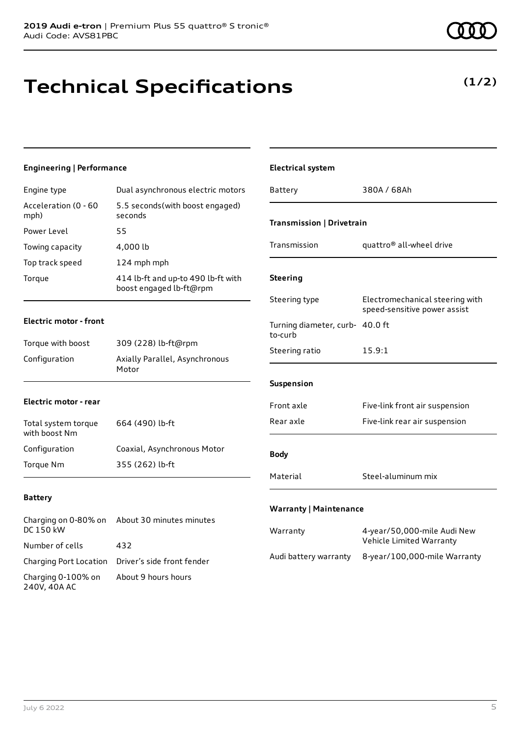**2019 Audi e-tron** | Premium Plus 55 quattro® S tronic®
Audi Code: AVS81PBC

# Technical Specifications

**(1/2)**

### Engineering | Performance

| | |
|---|---|
| Engine type | Dual asynchronous electric motors |
| Acceleration (0 - 60 mph) | 5.5 seconds(with boost engaged) seconds |
| Power Level | 55 |
| Towing capacity | 4,000 lb |
| Top track speed | 124 mph mph |
| Torque | 414 lb-ft and up-to 490 lb-ft with boost engaged lb-ft@rpm |

### Electric motor - front

| | |
|---|---|
| Torque with boost | 309 (228) lb-ft@rpm |
| Configuration | Axially Parallel, Asynchronous Motor |

### Electric motor - rear

| | |
|---|---|
| Total system torque with boost Nm | 664 (490) lb-ft |
| Configuration | Coaxial, Asynchronous Motor |
| Torque Nm | 355 (262) lb-ft |

### Battery

| | |
|---|---|
| Charging on 0-80% on DC 150 kW | About 30 minutes minutes |
| Number of cells | 432 |
| Charging Port Location | Driver's side front fender |
| Charging 0-100% on 240V, 40A AC | About 9 hours hours |

### Electrical system

| | |
|---|---|
| Battery | 380A / 68Ah |

### Transmission | Drivetrain

| | |
|---|---|
| Transmission | quattro® all-wheel drive |

### Steering

| | |
|---|---|
| Steering type | Electromechanical steering with speed-sensitive power assist |
| Turning diameter, curb-to-curb | 40.0 ft |
| Steering ratio | 15.9:1 |

### Suspension

| | |
|---|---|
| Front axle | Five-link front air suspension |
| Rear axle | Five-link rear air suspension |

### Body

| | |
|---|---|
| Material | Steel-aluminum mix |

### Warranty | Maintenance

| | |
|---|---|
| Warranty | 4-year/50,000-mile Audi New Vehicle Limited Warranty |
| Audi battery warranty | 8-year/100,000-mile Warranty |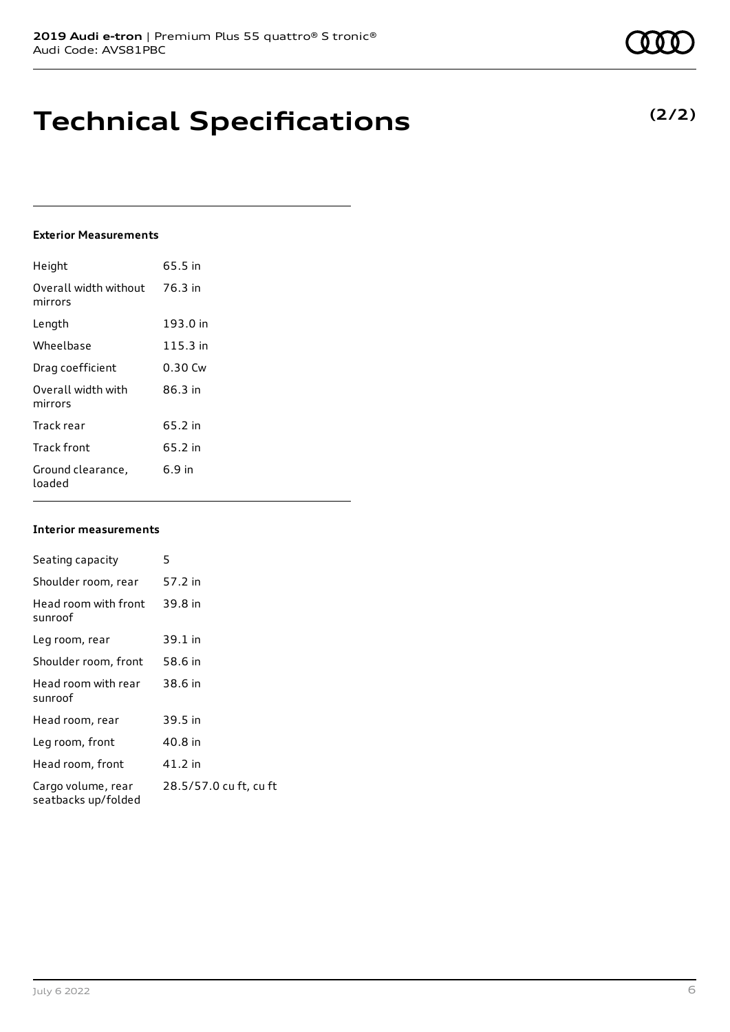# Technical Specifications

**(2/2)**

**Exterior Measurements**

| | |
|---|---|
| Height | 65.5 in |
| Overall width without mirrors | 76.3 in |
| Length | 193.0 in |
| Wheelbase | 115.3 in |
| Drag coefficient | 0.30 Cw |
| Overall width with mirrors | 86.3 in |
| Track rear | 65.2 in |
| Track front | 65.2 in |
| Ground clearance, loaded | 6.9 in |

**Interior measurements**

| | |
|---|---|
| Seating capacity | 5 |
| Shoulder room, rear | 57.2 in |
| Head room with front sunroof | 39.8 in |
| Leg room, rear | 39.1 in |
| Shoulder room, front | 58.6 in |
| Head room with rear sunroof | 38.6 in |
| Head room, rear | 39.5 in |
| Leg room, front | 40.8 in |
| Head room, front | 41.2 in |
| Cargo volume, rear seatbacks up/folded | 28.5/57.0 cu ft, cu ft |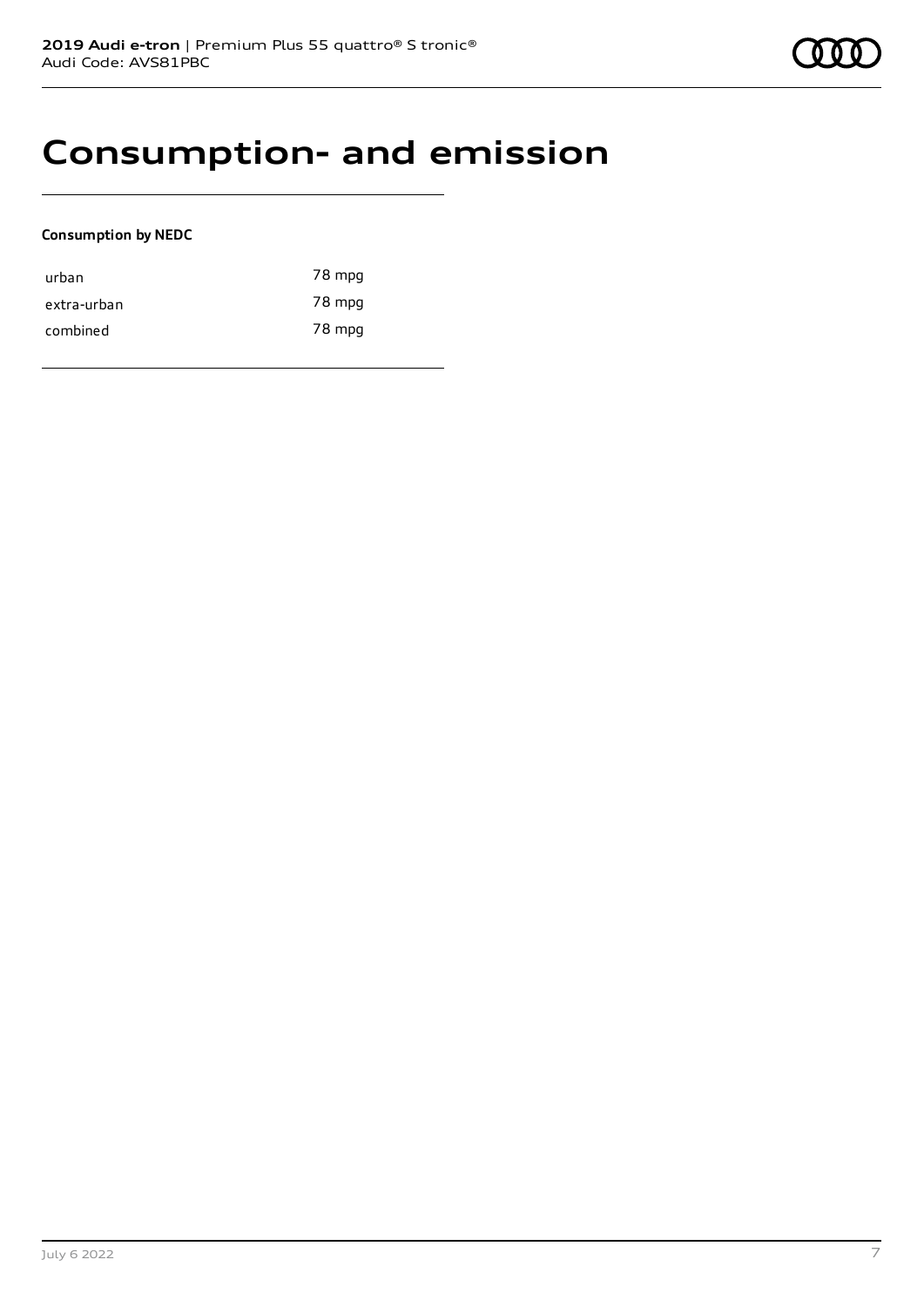# Consumption- and emission

**Consumption by NEDC**

| | |
|---|---|
| urban | 78 mpg |
| extra-urban | 78 mpg |
| combined | 78 mpg |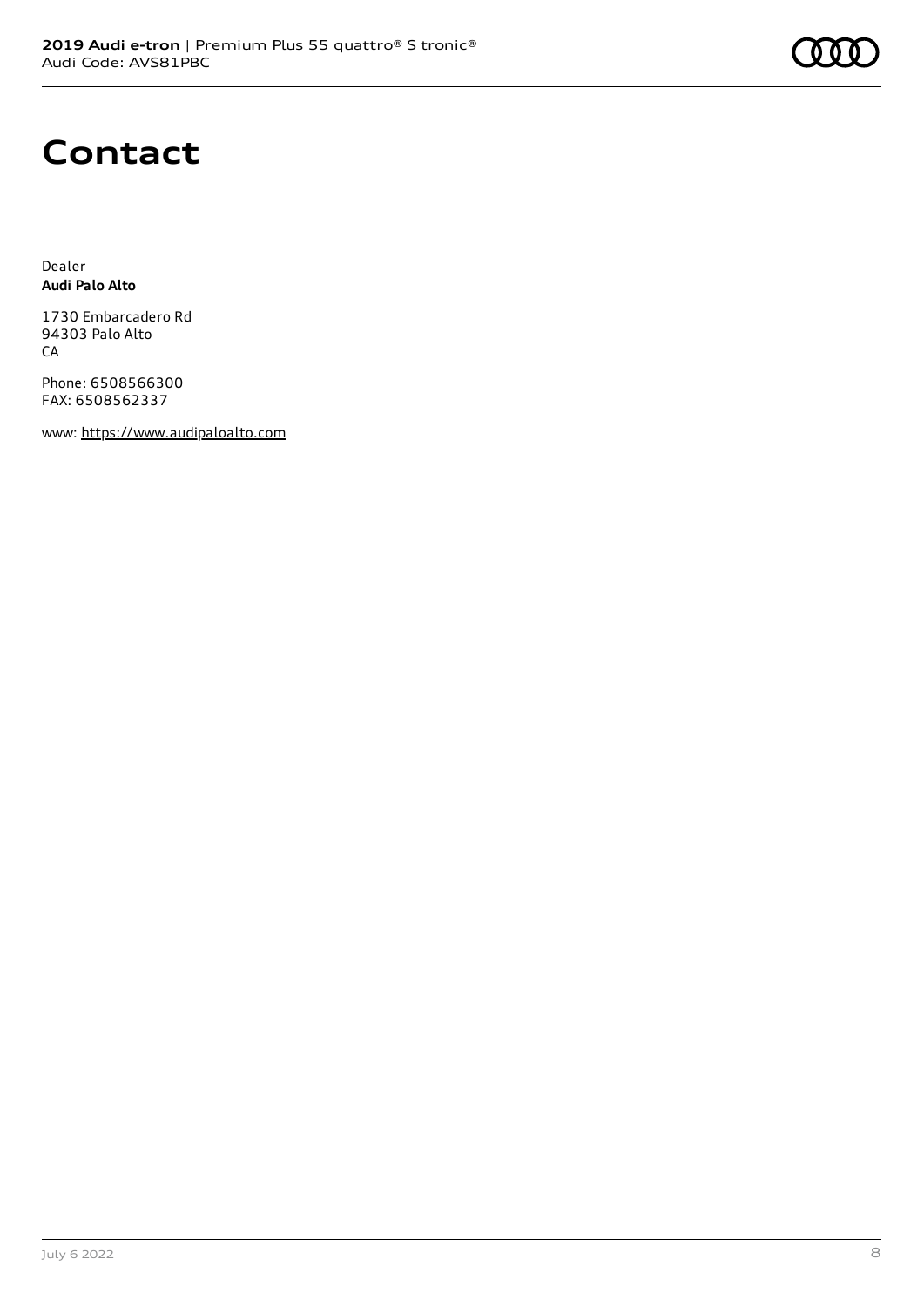# Contact

Dealer
**Audi Palo Alto**

1730 Embarcadero Rd
94303 Palo Alto
CA

Phone: 6508566300
FAX: 6508562337

www: https://www.audipaloalto.com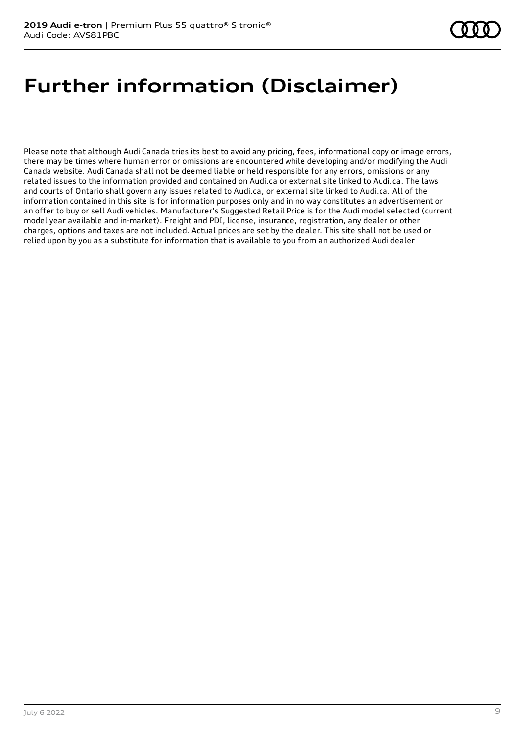# Further information (Disclaimer)

Please note that although Audi Canada tries its best to avoid any pricing, fees, informational copy or image errors, there may be times where human error or omissions are encountered while developing and/or modifying the Audi Canada website. Audi Canada shall not be deemed liable or held responsible for any errors, omissions or any related issues to the information provided and contained on Audi.ca or external site linked to Audi.ca. The laws and courts of Ontario shall govern any issues related to Audi.ca, or external site linked to Audi.ca. All of the information contained in this site is for information purposes only and in no way constitutes an advertisement or an offer to buy or sell Audi vehicles. Manufacturer's Suggested Retail Price is for the Audi model selected (current model year available and in-market). Freight and PDI, license, insurance, registration, any dealer or other charges, options and taxes are not included. Actual prices are set by the dealer. This site shall not be used or relied upon by you as a substitute for information that is available to you from an authorized Audi dealer